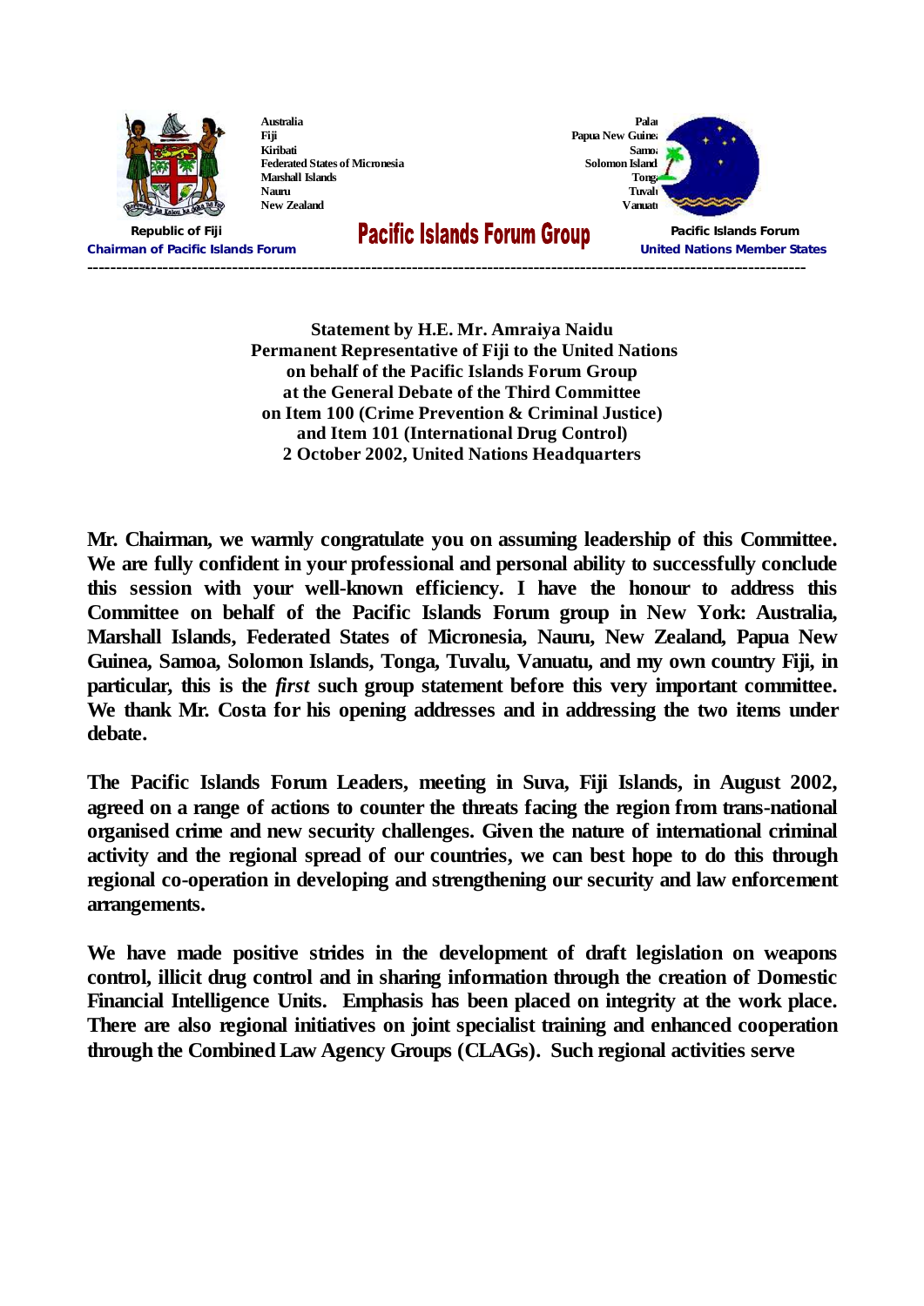Australia
Fiji
Kiribati
Federated States of Micronesia
Marshall Islands
Nauru
New Zealand

Palau
Papua New Guinea
Samoa
Solomon Islands
Tonga
Tuvalu
Vanuatu

Republic of Fiji
Chairman of Pacific Islands Forum

# Pacific Islands Forum Group

Pacific Islands Forum
United Nations Member States

---

**Statement by H.E. Mr. Amraiya Naidu**
**Permanent Representative of Fiji to the United Nations**
**on behalf of the Pacific Islands Forum Group**
**at the General Debate of the Third Committee**
**on Item 100 (Crime Prevention & Criminal Justice)**
**and Item 101 (International Drug Control)**
**2 October 2002, United Nations Headquarters**

**Mr. Chairman, we warmly congratulate you on assuming leadership of this Committee. We are fully confident in your professional and personal ability to successfully conclude this session with your well-known efficiency. I have the honour to address this Committee on behalf of the Pacific Islands Forum group in New York: Australia, Marshall Islands, Federated States of Micronesia, Nauru, New Zealand, Papua New Guinea, Samoa, Solomon Islands, Tonga, Tuvalu, Vanuatu, and my own country Fiji, in particular, this is the *first* such group statement before this very important committee. We thank Mr. Costa for his opening addresses and in addressing the two items under debate.**

**The Pacific Islands Forum Leaders, meeting in Suva, Fiji Islands, in August 2002, agreed on a range of actions to counter the threats facing the region from trans-national organised crime and new security challenges. Given the nature of international criminal activity and the regional spread of our countries, we can best hope to do this through regional co-operation in developing and strengthening our security and law enforcement arrangements.**

**We have made positive strides in the development of draft legislation on weapons control, illicit drug control and in sharing information through the creation of Domestic Financial Intelligence Units. Emphasis has been placed on integrity at the work place. There are also regional initiatives on joint specialist training and enhanced cooperation through the Combined Law Agency Groups (CLAGs). Such regional activities serve**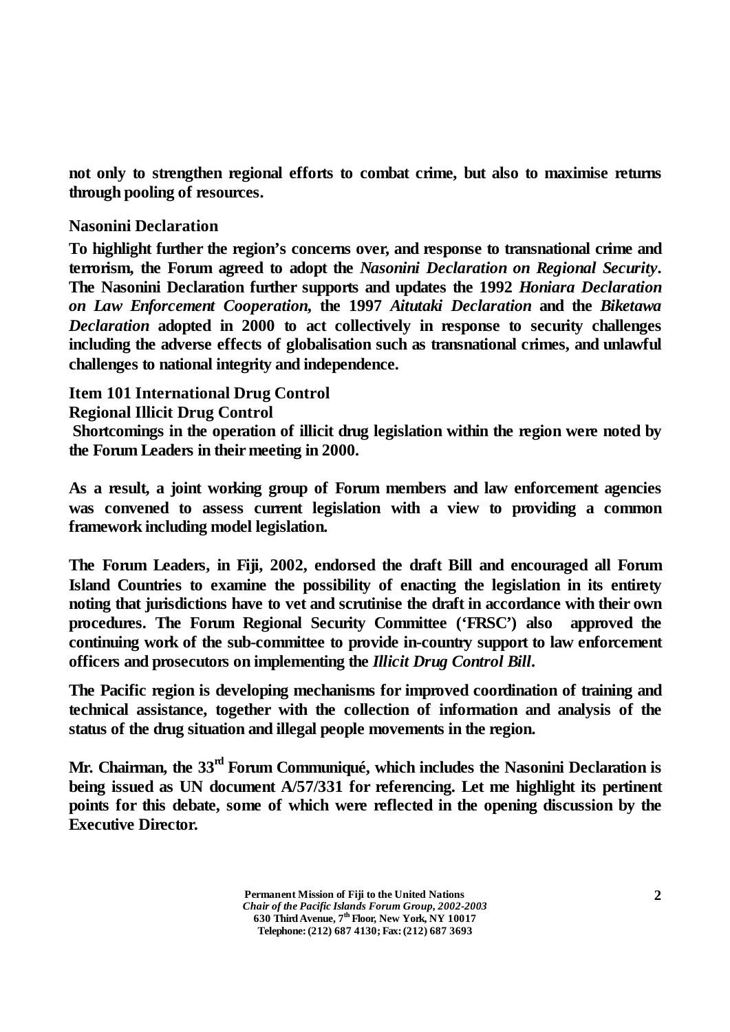**not only to strengthen regional efforts to combat crime, but also to maximise returns through pooling of resources.**

### Nasonini Declaration

**To highlight further the region's concerns over, and response to transnational crime and terrorism, the Forum agreed to adopt the *Nasonini Declaration on Regional Security*. The Nasonini Declaration further supports and updates the 1992 *Honiara Declaration on Law Enforcement Cooperation*, the 1997 *Aitutaki Declaration* and the *Biketawa Declaration* adopted in 2000 to act collectively in response to security challenges including the adverse effects of globalisation such as transnational crimes, and unlawful challenges to national integrity and independence.**

### Item 101 International Drug Control

### Regional Illicit Drug Control

**Shortcomings in the operation of illicit drug legislation within the region were noted by the Forum Leaders in their meeting in 2000.**

**As a result, a joint working group of Forum members and law enforcement agencies was convened to assess current legislation with a view to providing a common framework including model legislation.**

**The Forum Leaders, in Fiji, 2002, endorsed the draft Bill and encouraged all Forum Island Countries to examine the possibility of enacting the legislation in its entirety noting that jurisdictions have to vet and scrutinise the draft in accordance with their own procedures. The Forum Regional Security Committee ('FRSC') also approved the continuing work of the sub-committee to provide in-country support to law enforcement officers and prosecutors on implementing the *Illicit Drug Control Bill*.**

**The Pacific region is developing mechanisms for improved coordination of training and technical assistance, together with the collection of information and analysis of the status of the drug situation and illegal people movements in the region.**

**Mr. Chairman, the 33rd Forum Communiqué, which includes the Nasonini Declaration is being issued as UN document A/57/331 for referencing. Let me highlight its pertinent points for this debate, some of which were reflected in the opening discussion by the Executive Director.**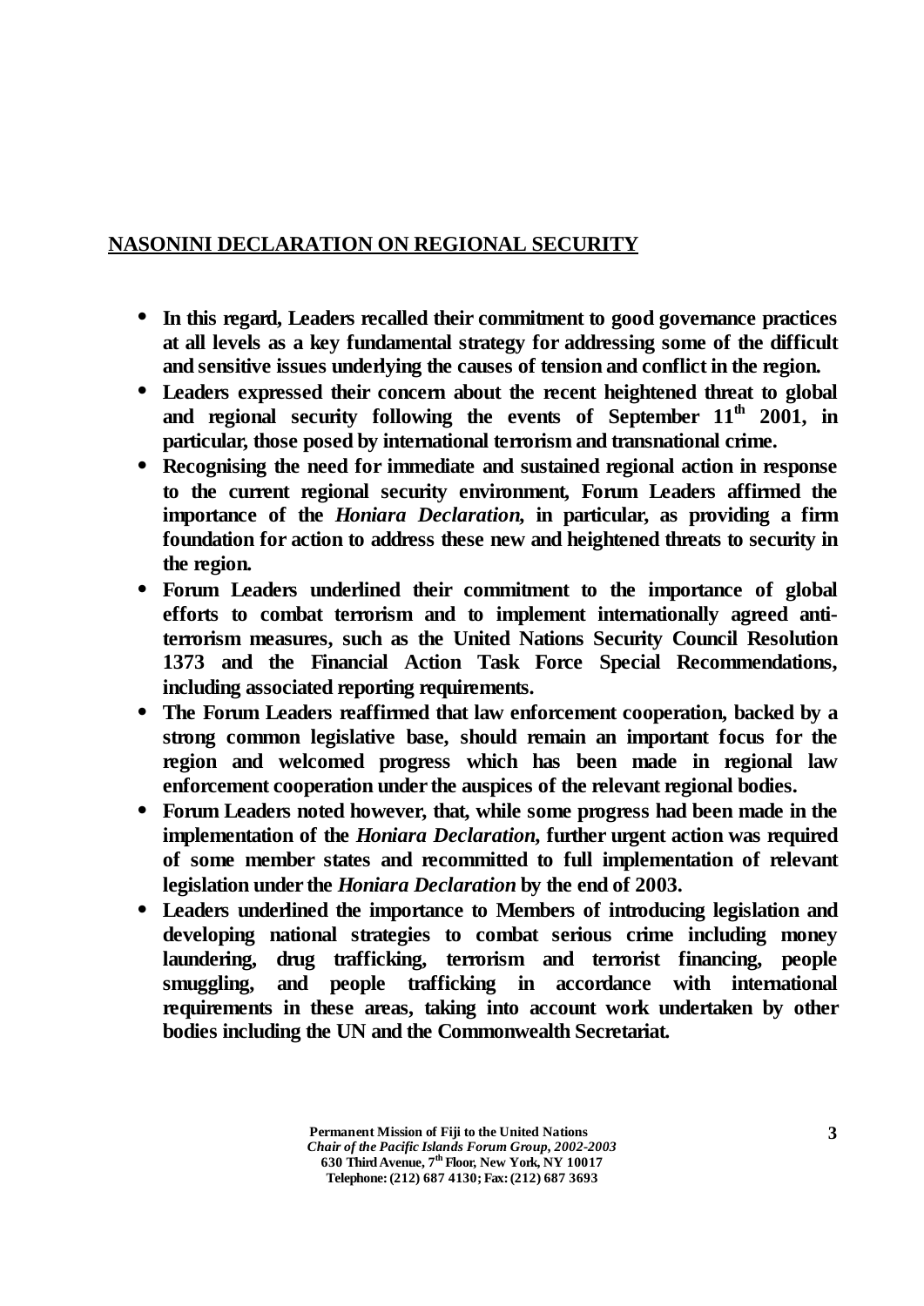**NASONINI DECLARATION ON REGIONAL SECURITY**

- **In this regard, Leaders recalled their commitment to good governance practices at all levels as a key fundamental strategy for addressing some of the difficult and sensitive issues underlying the causes of tension and conflict in the region.**
- **Leaders expressed their concern about the recent heightened threat to global and regional security following the events of September 11th 2001, in particular, those posed by international terrorism and transnational crime.**
- **Recognising the need for immediate and sustained regional action in response to the current regional security environment, Forum Leaders affirmed the importance of the *Honiara Declaration*, in particular, as providing a firm foundation for action to address these new and heightened threats to security in the region.**
- **Forum Leaders underlined their commitment to the importance of global efforts to combat terrorism and to implement internationally agreed anti-terrorism measures, such as the United Nations Security Council Resolution 1373 and the Financial Action Task Force Special Recommendations, including associated reporting requirements.**
- **The Forum Leaders reaffirmed that law enforcement cooperation, backed by a strong common legislative base, should remain an important focus for the region and welcomed progress which has been made in regional law enforcement cooperation under the auspices of the relevant regional bodies.**
- **Forum Leaders noted however, that, while some progress had been made in the implementation of the *Honiara Declaration*, further urgent action was required of some member states and recommitted to full implementation of relevant legislation under the *Honiara Declaration* by the end of 2003.**
- **Leaders underlined the importance to Members of introducing legislation and developing national strategies to combat serious crime including money laundering, drug trafficking, terrorism and terrorist financing, people smuggling, and people trafficking in accordance with international requirements in these areas, taking into account work undertaken by other bodies including the UN and the Commonwealth Secretariat.**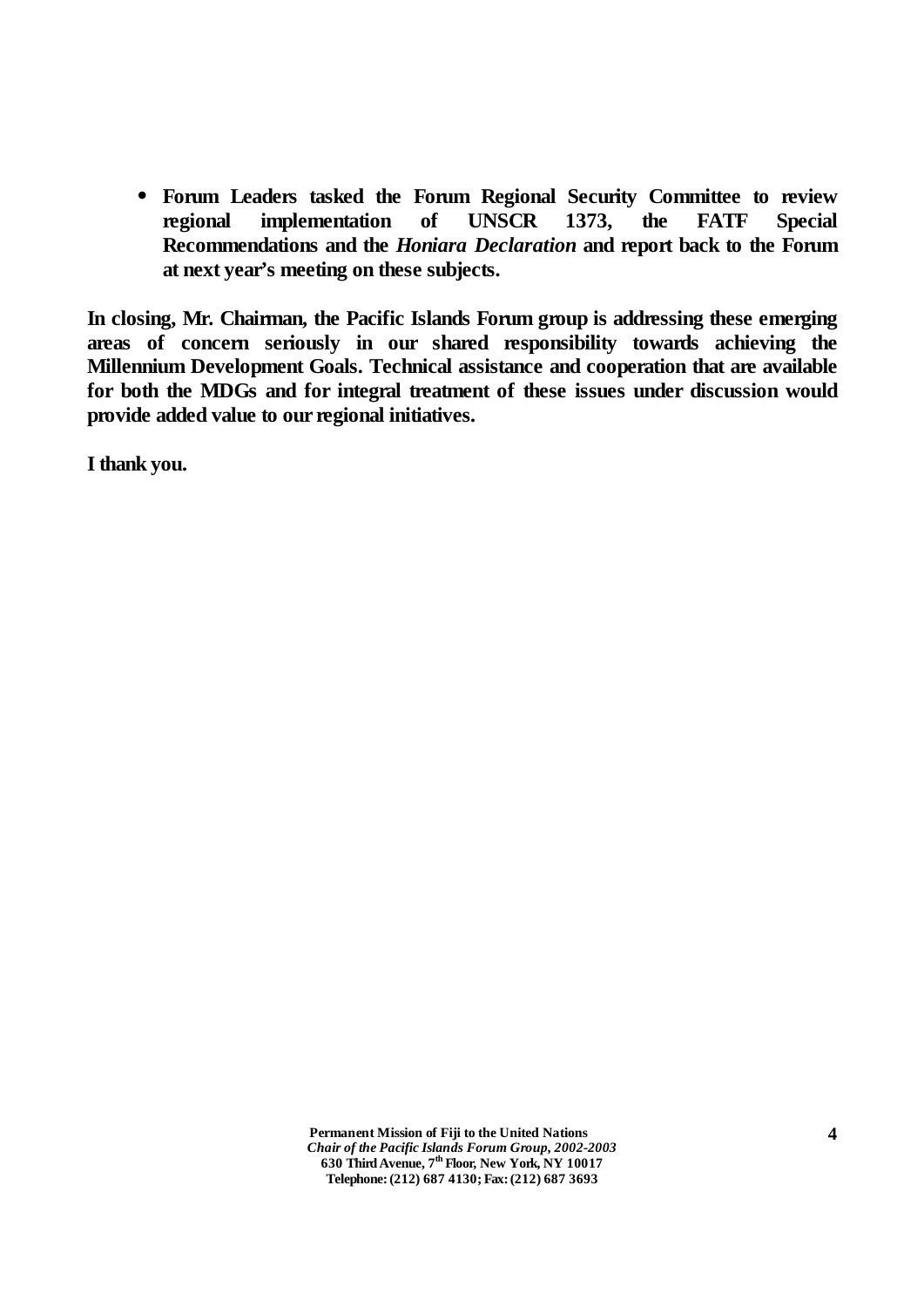- **Forum Leaders tasked the Forum Regional Security Committee to review regional implementation of UNSCR 1373, the FATF Special Recommendations and the *Honiara Declaration* and report back to the Forum at next year's meeting on these subjects.**

**In closing, Mr. Chairman, the Pacific Islands Forum group is addressing these emerging areas of concern seriously in our shared responsibility towards achieving the Millennium Development Goals. Technical assistance and cooperation that are available for both the MDGs and for integral treatment of these issues under discussion would provide added value to our regional initiatives.**

**I thank you.**